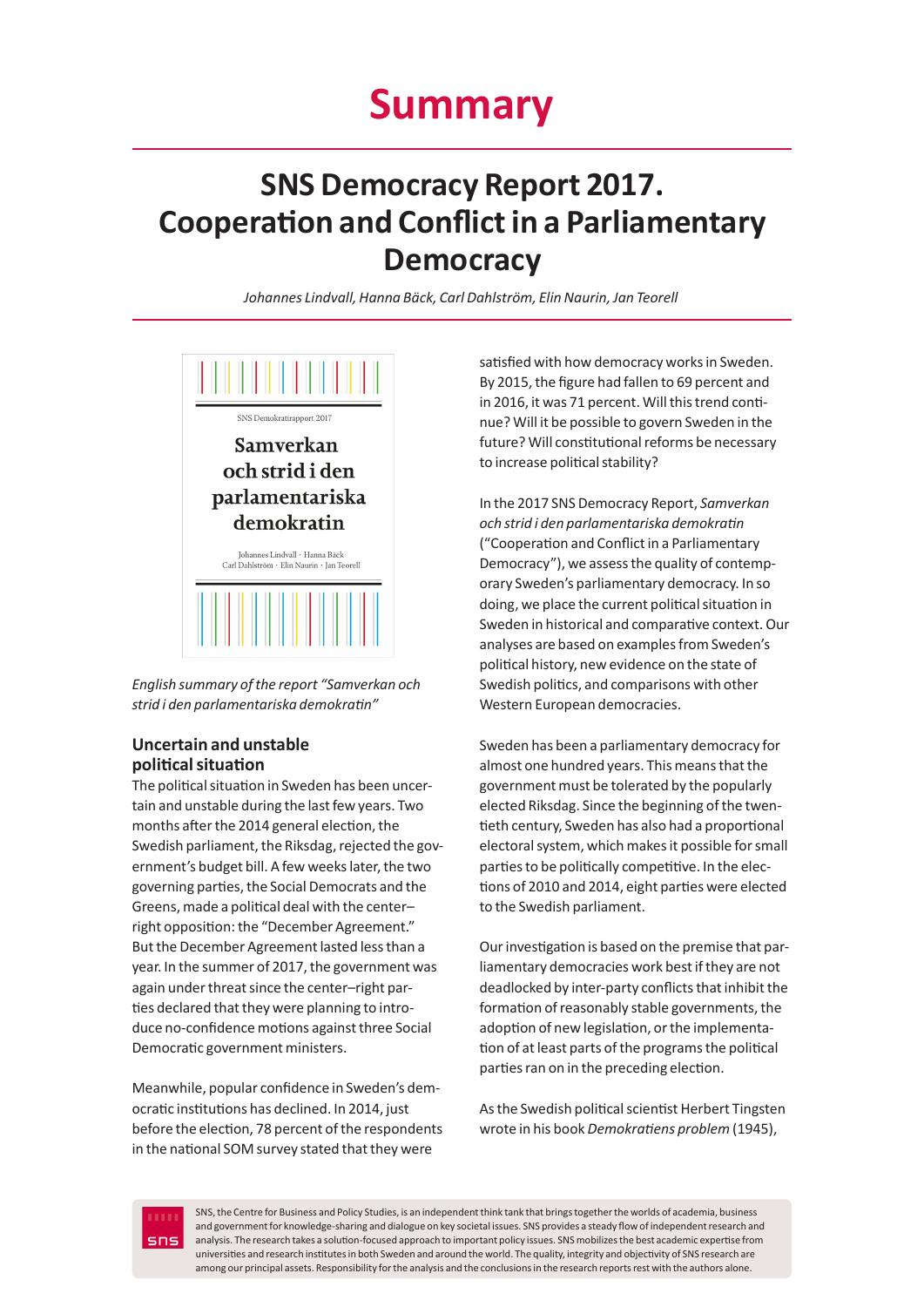# Summary

## SNS Democracy Report 2017. Cooperation and Conflict in a Parliamentary Democracy

*Johannes Lindvall, Hanna Bäck, Carl Dahlström, Elin Naurin, Jan Teorell*

SNS Demokratirapport 2017

Samverkan och strid i den parlamentariska demokratin

Johannes Lindvall · Hanna Bäck
Carl Dahlström · Elin Naurin · Jan Teorell

*English summary of the report "Samverkan och strid i den parlamentariska demokratin"*

### Uncertain and unstable political situation

The political situation in Sweden has been uncertain and unstable during the last few years. Two months after the 2014 general election, the Swedish parliament, the Riksdag, rejected the government's budget bill. A few weeks later, the two governing parties, the Social Democrats and the Greens, made a political deal with the center–right opposition: the "December Agreement." But the December Agreement lasted less than a year. In the summer of 2017, the government was again under threat since the center–right parties declared that they were planning to introduce no-confidence motions against three Social Democratic government ministers.

Meanwhile, popular confidence in Sweden's democratic institutions has declined. In 2014, just before the election, 78 percent of the respondents in the national SOM survey stated that they were satisfied with how democracy works in Sweden. By 2015, the figure had fallen to 69 percent and in 2016, it was 71 percent. Will this trend continue? Will it be possible to govern Sweden in the future? Will constitutional reforms be necessary to increase political stability?

In the 2017 SNS Democracy Report, *Samverkan och strid i den parlamentariska demokratin* ("Cooperation and Conflict in a Parliamentary Democracy"), we assess the quality of contemporary Sweden's parliamentary democracy. In so doing, we place the current political situation in Sweden in historical and comparative context. Our analyses are based on examples from Sweden's political history, new evidence on the state of Swedish politics, and comparisons with other Western European democracies.

Sweden has been a parliamentary democracy for almost one hundred years. This means that the government must be tolerated by the popularly elected Riksdag. Since the beginning of the twentieth century, Sweden has also had a proportional electoral system, which makes it possible for small parties to be politically competitive. In the elections of 2010 and 2014, eight parties were elected to the Swedish parliament.

Our investigation is based on the premise that parliamentary democracies work best if they are not deadlocked by inter-party conflicts that inhibit the formation of reasonably stable governments, the adoption of new legislation, or the implementation of at least parts of the programs the political parties ran on in the preceding election.

As the Swedish political scientist Herbert Tingsten wrote in his book *Demokratiens problem* (1945),

SNS, the Centre for Business and Policy Studies, is an independent think tank that brings together the worlds of academia, business and government for knowledge-sharing and dialogue on key societal issues. SNS provides a steady flow of independent research and analysis. The research takes a solution-focused approach to important policy issues. SNS mobilizes the best academic expertise from universities and research institutes in both Sweden and around the world. The quality, integrity and objectivity of SNS research are among our principal assets. Responsibility for the analysis and the conclusions in the research reports rest with the authors alone.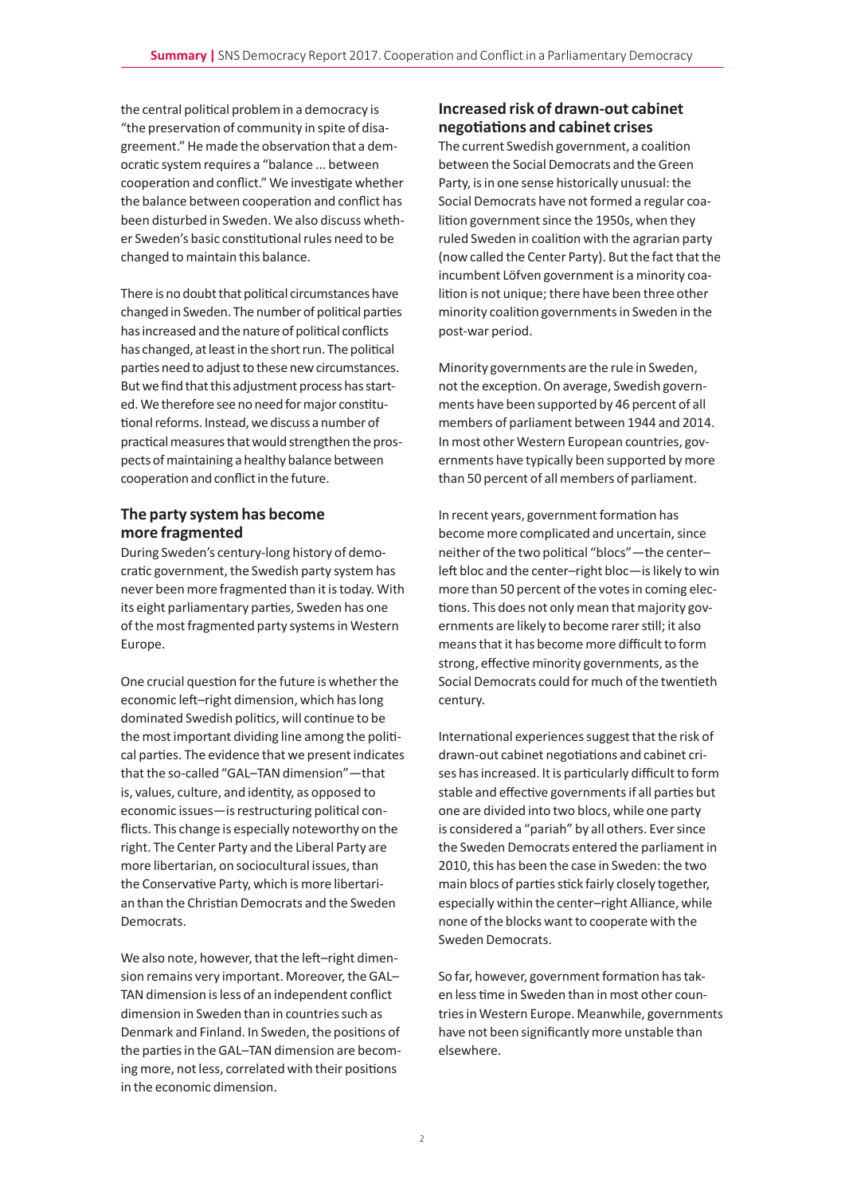the central political problem in a democracy is "the preservation of community in spite of disagreement." He made the observation that a democratic system requires a "balance ... between cooperation and conflict." We investigate whether the balance between cooperation and conflict has been disturbed in Sweden. We also discuss whether Sweden's basic constitutional rules need to be changed to maintain this balance.

There is no doubt that political circumstances have changed in Sweden. The number of political parties has increased and the nature of political conflicts has changed, at least in the short run. The political parties need to adjust to these new circumstances. But we find that this adjustment process has started. We therefore see no need for major constitutional reforms. Instead, we discuss a number of practical measures that would strengthen the prospects of maintaining a healthy balance between cooperation and conflict in the future.

## The party system has become more fragmented

During Sweden's century-long history of democratic government, the Swedish party system has never been more fragmented than it is today. With its eight parliamentary parties, Sweden has one of the most fragmented party systems in Western Europe.

One crucial question for the future is whether the economic left–right dimension, which has long dominated Swedish politics, will continue to be the most important dividing line among the political parties. The evidence that we present indicates that the so-called "GAL–TAN dimension"—that is, values, culture, and identity, as opposed to economic issues—is restructuring political conflicts. This change is especially noteworthy on the right. The Center Party and the Liberal Party are more libertarian, on sociocultural issues, than the Conservative Party, which is more libertarian than the Christian Democrats and the Sweden Democrats.

We also note, however, that the left–right dimension remains very important. Moreover, the GAL–TAN dimension is less of an independent conflict dimension in Sweden than in countries such as Denmark and Finland. In Sweden, the positions of the parties in the GAL–TAN dimension are becoming more, not less, correlated with their positions in the economic dimension.

## Increased risk of drawn-out cabinet negotiations and cabinet crises

The current Swedish government, a coalition between the Social Democrats and the Green Party, is in one sense historically unusual: the Social Democrats have not formed a regular coalition government since the 1950s, when they ruled Sweden in coalition with the agrarian party (now called the Center Party). But the fact that the incumbent Löfven government is a minority coalition is not unique; there have been three other minority coalition governments in Sweden in the post-war period.

Minority governments are the rule in Sweden, not the exception. On average, Swedish governments have been supported by 46 percent of all members of parliament between 1944 and 2014. In most other Western European countries, governments have typically been supported by more than 50 percent of all members of parliament.

In recent years, government formation has become more complicated and uncertain, since neither of the two political "blocs"—the center–left bloc and the center–right bloc—is likely to win more than 50 percent of the votes in coming elections. This does not only mean that majority governments are likely to become rarer still; it also means that it has become more difficult to form strong, effective minority governments, as the Social Democrats could for much of the twentieth century.

International experiences suggest that the risk of drawn-out cabinet negotiations and cabinet crises has increased. It is particularly difficult to form stable and effective governments if all parties but one are divided into two blocs, while one party is considered a "pariah" by all others. Ever since the Sweden Democrats entered the parliament in 2010, this has been the case in Sweden: the two main blocs of parties stick fairly closely together, especially within the center–right Alliance, while none of the blocks want to cooperate with the Sweden Democrats.

So far, however, government formation has taken less time in Sweden than in most other countries in Western Europe. Meanwhile, governments have not been significantly more unstable than elsewhere.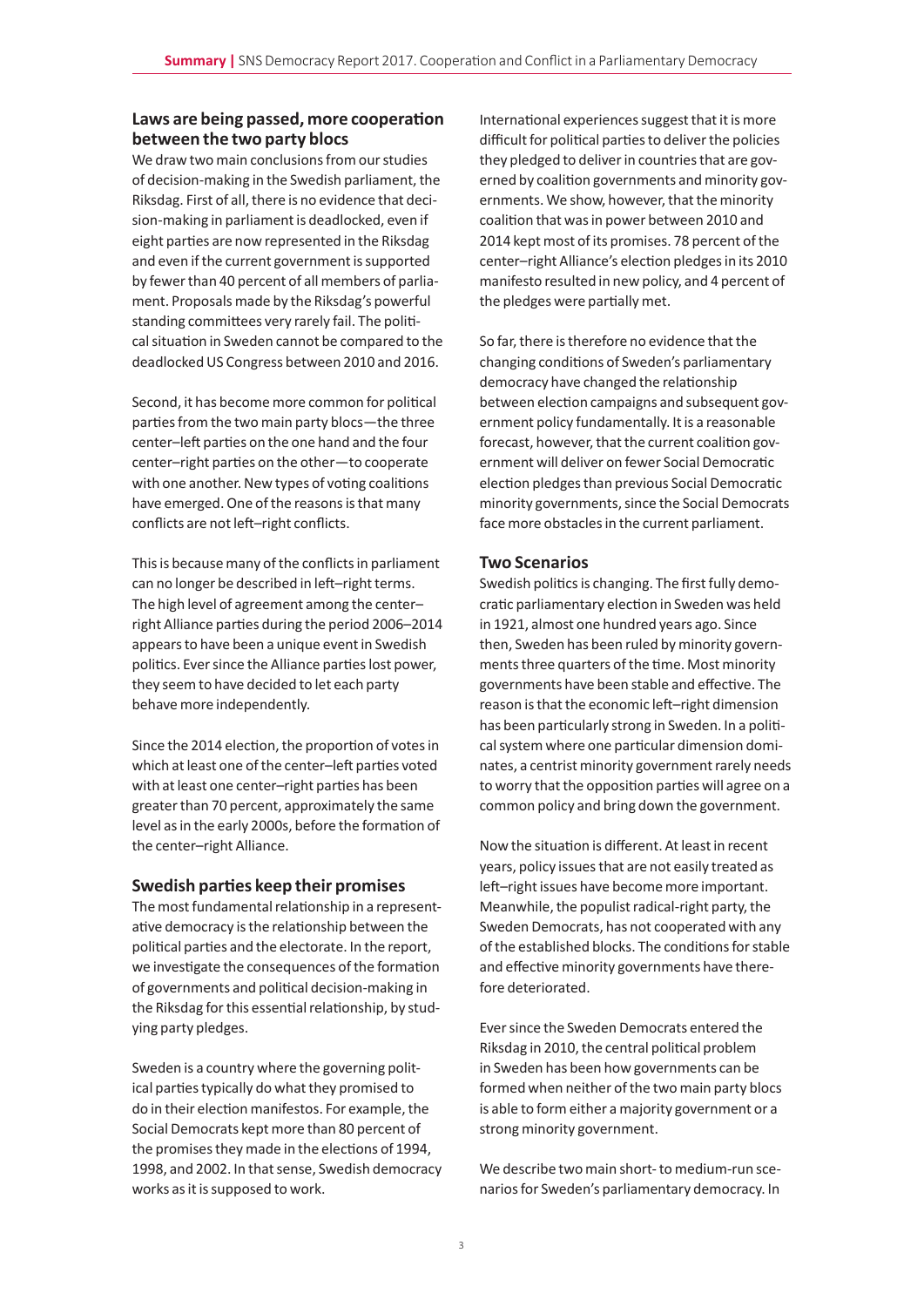## Laws are being passed, more cooperation between the two party blocs

We draw two main conclusions from our studies of decision-making in the Swedish parliament, the Riksdag. First of all, there is no evidence that decision-making in parliament is deadlocked, even if eight parties are now represented in the Riksdag and even if the current government is supported by fewer than 40 percent of all members of parliament. Proposals made by the Riksdag's powerful standing committees very rarely fail. The political situation in Sweden cannot be compared to the deadlocked US Congress between 2010 and 2016.

Second, it has become more common for political parties from the two main party blocs—the three center–left parties on the one hand and the four center–right parties on the other—to cooperate with one another. New types of voting coalitions have emerged. One of the reasons is that many conflicts are not left–right conflicts.

This is because many of the conflicts in parliament can no longer be described in left–right terms. The high level of agreement among the center–right Alliance parties during the period 2006–2014 appears to have been a unique event in Swedish politics. Ever since the Alliance parties lost power, they seem to have decided to let each party behave more independently.

Since the 2014 election, the proportion of votes in which at least one of the center–left parties voted with at least one center–right parties has been greater than 70 percent, approximately the same level as in the early 2000s, before the formation of the center–right Alliance.

## Swedish parties keep their promises

The most fundamental relationship in a representative democracy is the relationship between the political parties and the electorate. In the report, we investigate the consequences of the formation of governments and political decision-making in the Riksdag for this essential relationship, by studying party pledges.

Sweden is a country where the governing political parties typically do what they promised to do in their election manifestos. For example, the Social Democrats kept more than 80 percent of the promises they made in the elections of 1994, 1998, and 2002. In that sense, Swedish democracy works as it is supposed to work.

International experiences suggest that it is more difficult for political parties to deliver the policies they pledged to deliver in countries that are governed by coalition governments and minority governments. We show, however, that the minority coalition that was in power between 2010 and 2014 kept most of its promises. 78 percent of the center–right Alliance's election pledges in its 2010 manifesto resulted in new policy, and 4 percent of the pledges were partially met.

So far, there is therefore no evidence that the changing conditions of Sweden's parliamentary democracy have changed the relationship between election campaigns and subsequent government policy fundamentally. It is a reasonable forecast, however, that the current coalition government will deliver on fewer Social Democratic election pledges than previous Social Democratic minority governments, since the Social Democrats face more obstacles in the current parliament.

## Two Scenarios

Swedish politics is changing. The first fully democratic parliamentary election in Sweden was held in 1921, almost one hundred years ago. Since then, Sweden has been ruled by minority governments three quarters of the time. Most minority governments have been stable and effective. The reason is that the economic left–right dimension has been particularly strong in Sweden. In a political system where one particular dimension dominates, a centrist minority government rarely needs to worry that the opposition parties will agree on a common policy and bring down the government.

Now the situation is different. At least in recent years, policy issues that are not easily treated as left–right issues have become more important. Meanwhile, the populist radical-right party, the Sweden Democrats, has not cooperated with any of the established blocks. The conditions for stable and effective minority governments have therefore deteriorated.

Ever since the Sweden Democrats entered the Riksdag in 2010, the central political problem in Sweden has been how governments can be formed when neither of the two main party blocs is able to form either a majority government or a strong minority government.

We describe two main short- to medium-run scenarios for Sweden's parliamentary democracy. In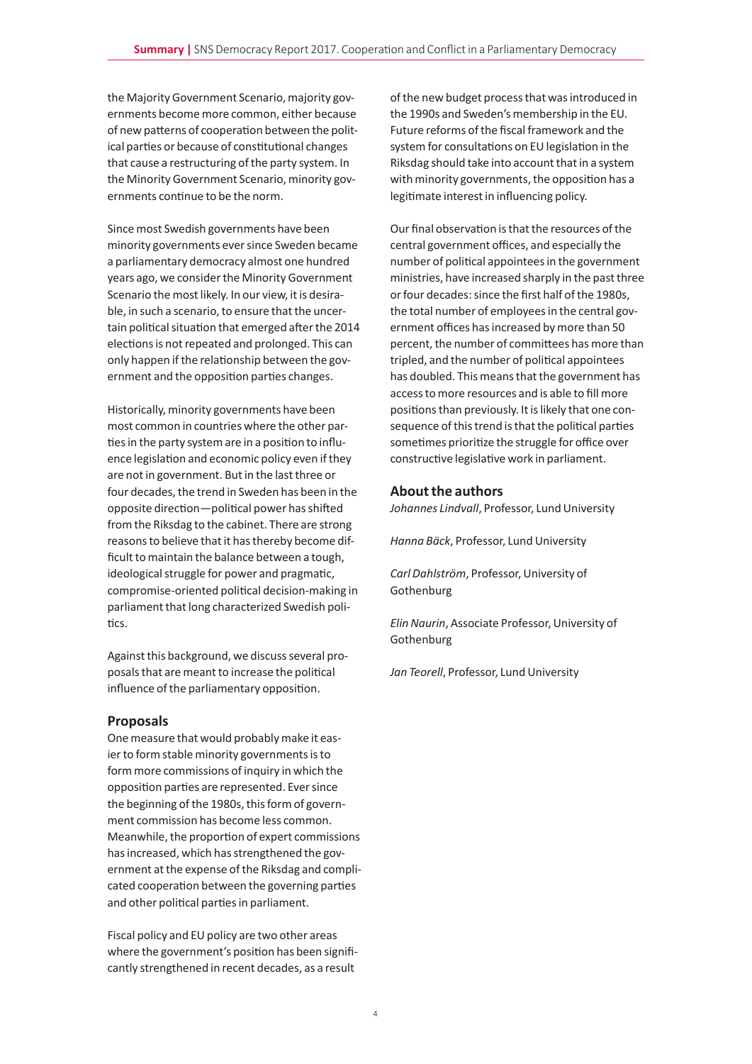the Majority Government Scenario, majority governments become more common, either because of new patterns of cooperation between the political parties or because of constitutional changes that cause a restructuring of the party system. In the Minority Government Scenario, minority governments continue to be the norm.

Since most Swedish governments have been minority governments ever since Sweden became a parliamentary democracy almost one hundred years ago, we consider the Minority Government Scenario the most likely. In our view, it is desirable, in such a scenario, to ensure that the uncertain political situation that emerged after the 2014 elections is not repeated and prolonged. This can only happen if the relationship between the government and the opposition parties changes.

Historically, minority governments have been most common in countries where the other parties in the party system are in a position to influence legislation and economic policy even if they are not in government. But in the last three or four decades, the trend in Sweden has been in the opposite direction—political power has shifted from the Riksdag to the cabinet. There are strong reasons to believe that it has thereby become difficult to maintain the balance between a tough, ideological struggle for power and pragmatic, compromise-oriented political decision-making in parliament that long characterized Swedish politics.

Against this background, we discuss several proposals that are meant to increase the political influence of the parliamentary opposition.

## Proposals

One measure that would probably make it easier to form stable minority governments is to form more commissions of inquiry in which the opposition parties are represented. Ever since the beginning of the 1980s, this form of government commission has become less common. Meanwhile, the proportion of expert commissions has increased, which has strengthened the government at the expense of the Riksdag and complicated cooperation between the governing parties and other political parties in parliament.

Fiscal policy and EU policy are two other areas where the government's position has been significantly strengthened in recent decades, as a result of the new budget process that was introduced in the 1990s and Sweden's membership in the EU. Future reforms of the fiscal framework and the system for consultations on EU legislation in the Riksdag should take into account that in a system with minority governments, the opposition has a legitimate interest in influencing policy.

Our final observation is that the resources of the central government offices, and especially the number of political appointees in the government ministries, have increased sharply in the past three or four decades: since the first half of the 1980s, the total number of employees in the central government offices has increased by more than 50 percent, the number of committees has more than tripled, and the number of political appointees has doubled. This means that the government has access to more resources and is able to fill more positions than previously. It is likely that one consequence of this trend is that the political parties sometimes prioritize the struggle for office over constructive legislative work in parliament.

## About the authors

*Johannes Lindvall*, Professor, Lund University

*Hanna Bäck*, Professor, Lund University

*Carl Dahlström*, Professor, University of Gothenburg

*Elin Naurin*, Associate Professor, University of Gothenburg

*Jan Teorell*, Professor, Lund University